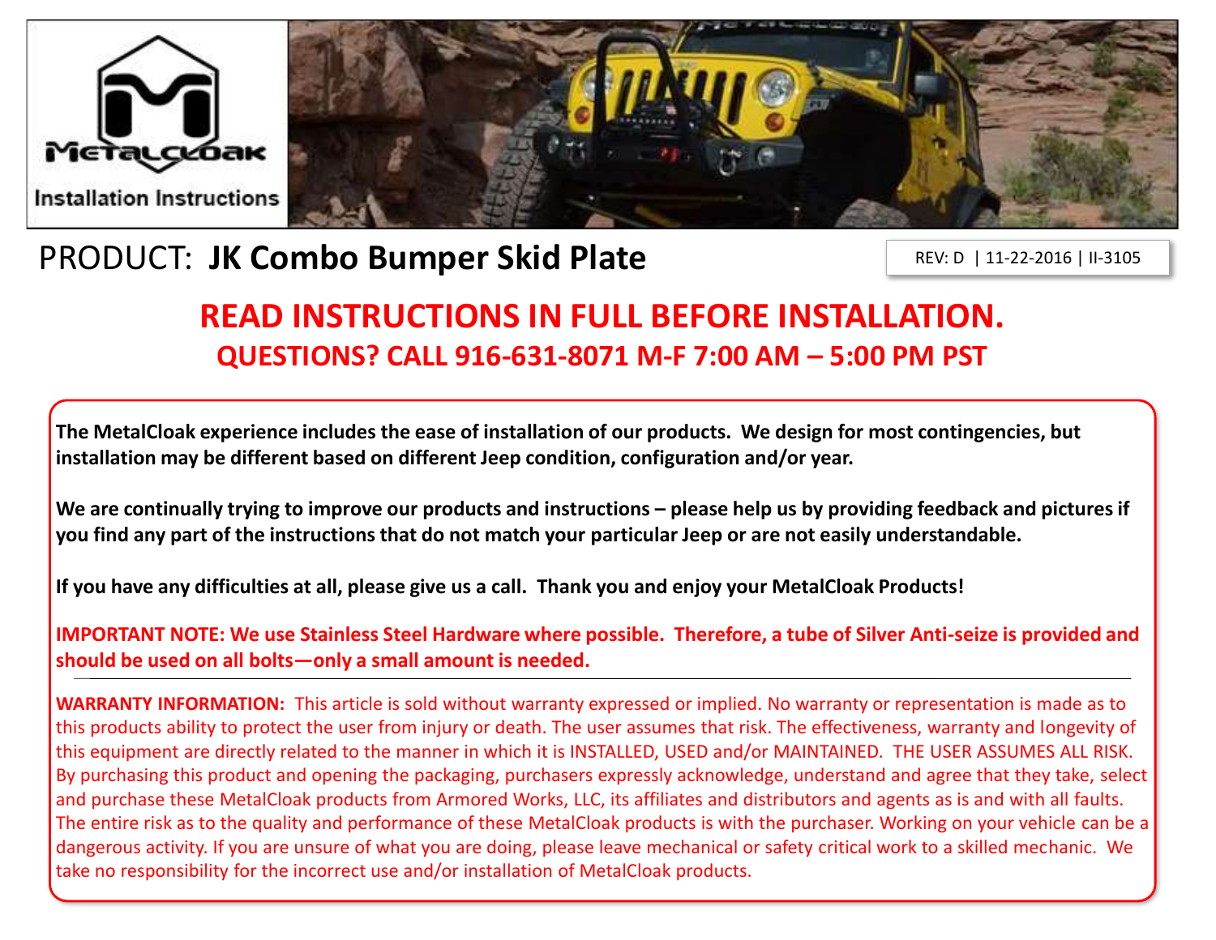MetalCloak

Installation Instructions

# PRODUCT: **JK Combo Bumper Skid Plate**

REV: D | 11-22-2016 | II-3105

## READ INSTRUCTIONS IN FULL BEFORE INSTALLATION.

### QUESTIONS? CALL 916-631-8071 M-F 7:00 AM – 5:00 PM PST

**The MetalCloak experience includes the ease of installation of our products. We design for most contingencies, but installation may be different based on different Jeep condition, configuration and/or year.**

**We are continually trying to improve our products and instructions – please help us by providing feedback and pictures if you find any part of the instructions that do not match your particular Jeep or are not easily understandable.**

**If you have any difficulties at all, please give us a call. Thank you and enjoy your MetalCloak Products!**

**IMPORTANT NOTE: We use Stainless Steel Hardware where possible. Therefore, a tube of Silver Anti-seize is provided and should be used on all bolts—only a small amount is needed.**

---

**WARRANTY INFORMATION:** This article is sold without warranty expressed or implied. No warranty or representation is made as to this products ability to protect the user from injury or death. The user assumes that risk. The effectiveness, warranty and longevity of this equipment are directly related to the manner in which it is INSTALLED, USED and/or MAINTAINED. THE USER ASSUMES ALL RISK. By purchasing this product and opening the packaging, purchasers expressly acknowledge, understand and agree that they take, select and purchase these MetalCloak products from Armored Works, LLC, its affiliates and distributors and agents as is and with all faults. The entire risk as to the quality and performance of these MetalCloak products is with the purchaser. Working on your vehicle can be a dangerous activity. If you are unsure of what you are doing, please leave mechanical or safety critical work to a skilled mechanic. We take no responsibility for the incorrect use and/or installation of MetalCloak products.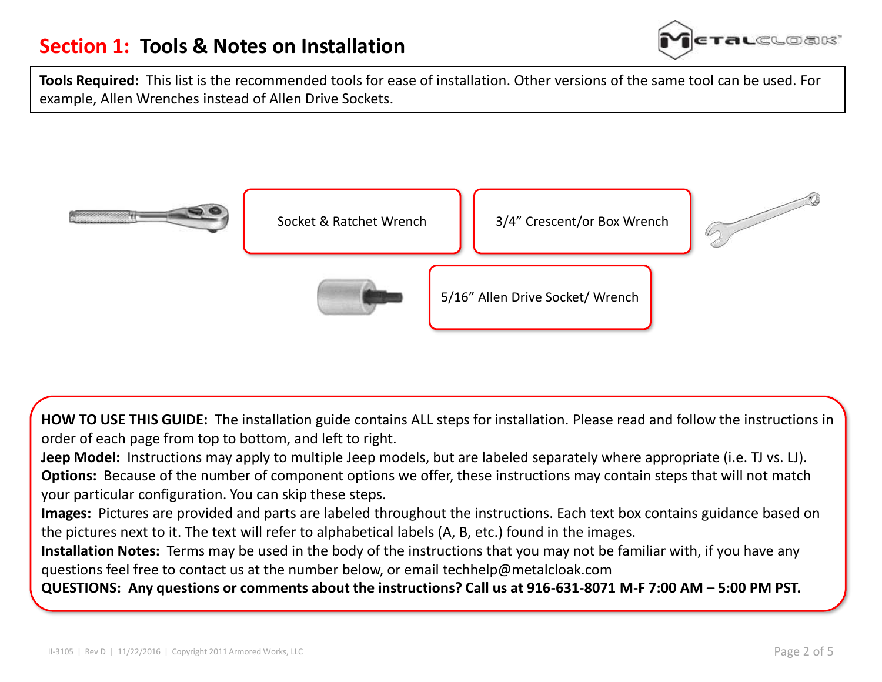# Section 1: Tools & Notes on Installation

**Tools Required:** This list is the recommended tools for ease of installation. Other versions of the same tool can be used. For example, Allen Wrenches instead of Allen Drive Sockets.

- Socket & Ratchet Wrench
- 3/4” Crescent/or Box Wrench
- 5/16” Allen Drive Socket/ Wrench

**HOW TO USE THIS GUIDE:** The installation guide contains ALL steps for installation. Please read and follow the instructions in order of each page from top to bottom, and left to right.

**Jeep Model:** Instructions may apply to multiple Jeep models, but are labeled separately where appropriate (i.e. TJ vs. LJ).

**Options:** Because of the number of component options we offer, these instructions may contain steps that will not match your particular configuration. You can skip these steps.

**Images:** Pictures are provided and parts are labeled throughout the instructions. Each text box contains guidance based on the pictures next to it. The text will refer to alphabetical labels (A, B, etc.) found in the images.

**Installation Notes:** Terms may be used in the body of the instructions that you may not be familiar with, if you have any questions feel free to contact us at the number below, or email techhelp@metalcloak.com

**QUESTIONS: Any questions or comments about the instructions? Call us at 916-631-8071 M-F 7:00 AM – 5:00 PM PST.**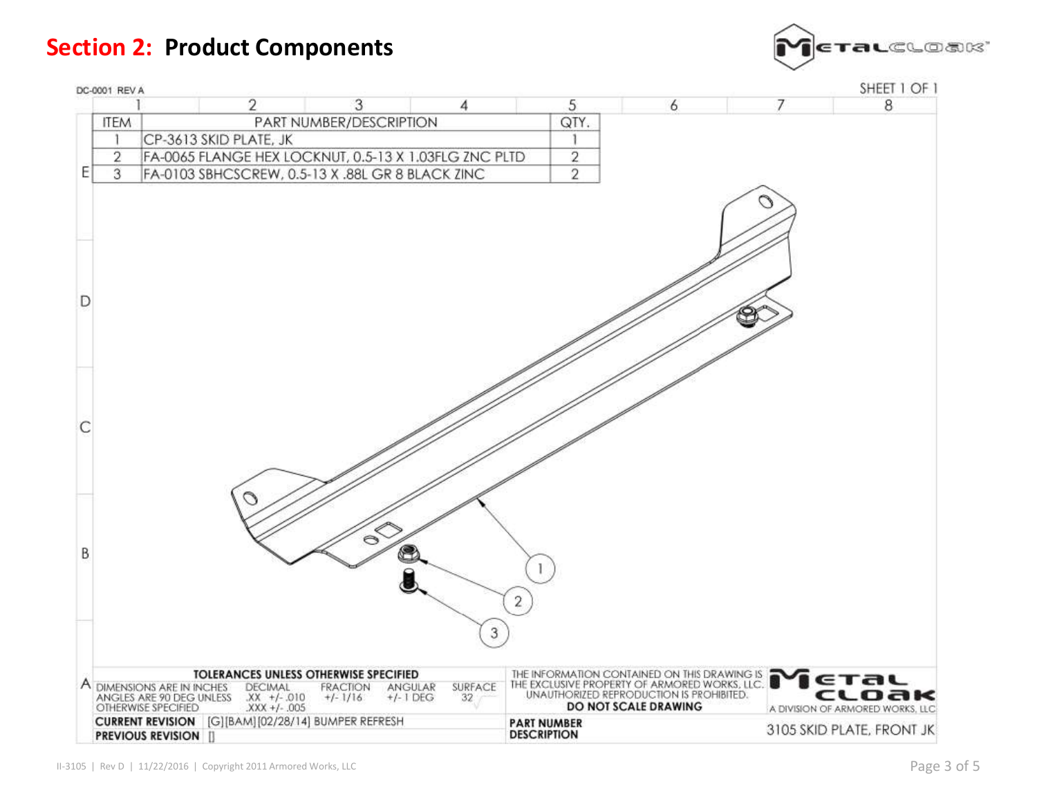# Section 2: Product Components

DC-0001 REV A

SHEET 1 OF 1

| ITEM | PART NUMBER/DESCRIPTION | QTY. |
|---|---|---|
| 1 | CP-3613 SKID PLATE, JK | 1 |
| 2 | FA-0065 FLANGE HEX LOCKNUT, 0.5-13 X 1.03FLG ZNC PLTD | 2 |
| 3 | FA-0103 SBHCSCREW, 0.5-13 X .88L GR 8 BLACK ZINC | 2 |

**TOLERANCES UNLESS OTHERWISE SPECIFIED**

DIMENSIONS ARE IN INCHES ANGLES ARE 90 DEG UNLESS OTHERWISE SPECIFIED | DECIMAL .XX +/- .010 .XXX +/- .005 | FRACTION +/- 1/16 | ANGULAR +/- 1 DEG | SURFACE 32

**CURRENT REVISION** [G][BAM][02/28/14] BUMPER REFRESH

**PREVIOUS REVISION** []

THE INFORMATION CONTAINED ON THIS DRAWING IS THE EXCLUSIVE PROPERTY OF ARMORED WORKS, LLC. UNAUTHORIZED REPRODUCTION IS PROHIBITED.

**DO NOT SCALE DRAWING**

METAL CLOAK — A DIVISION OF ARMORED WORKS, LLC

**PART NUMBER**
**DESCRIPTION** 3105 SKID PLATE, FRONT JK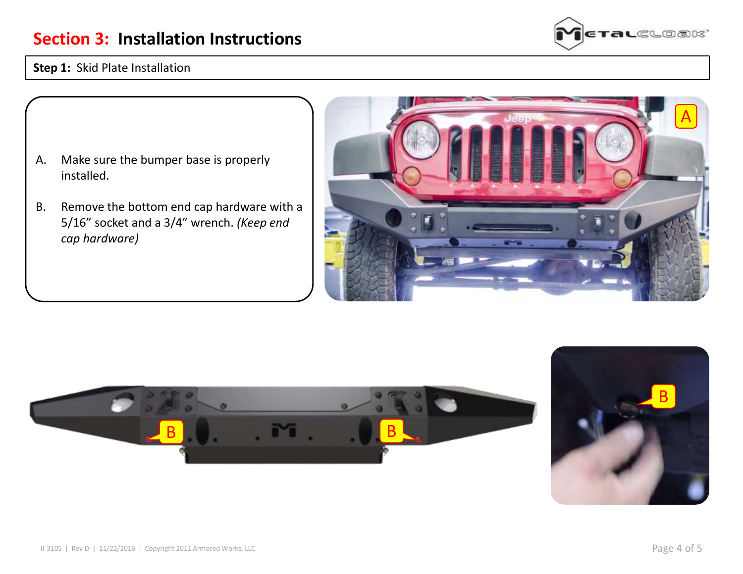# Section 3: Installation Instructions

**Step 1:** Skid Plate Installation

A. Make sure the bumper base is properly installed.

B. Remove the bottom end cap hardware with a 5/16" socket and a 3/4" wrench. *(Keep end cap hardware)*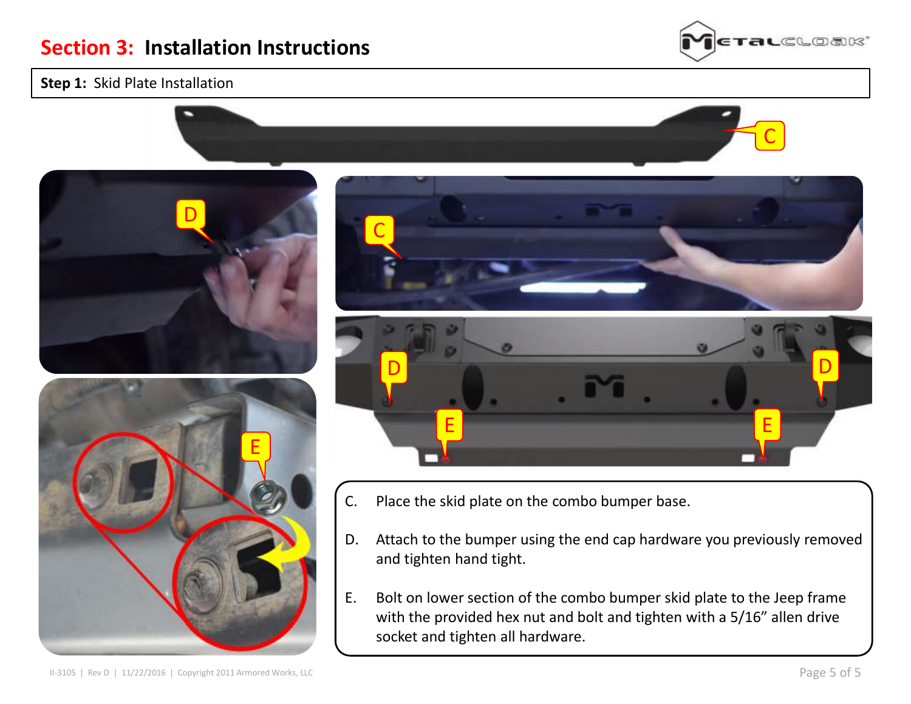# Section 3: Installation Instructions

**Step 1:** Skid Plate Installation

C. Place the skid plate on the combo bumper base.

D. Attach to the bumper using the end cap hardware you previously removed and tighten hand tight.

E. Bolt on lower section of the combo bumper skid plate to the Jeep frame with the provided hex nut and bolt and tighten with a 5/16" allen drive socket and tighten all hardware.

II-3105 | Rev D | 11/22/2016 | Copyright 2011 Armored Works, LLC